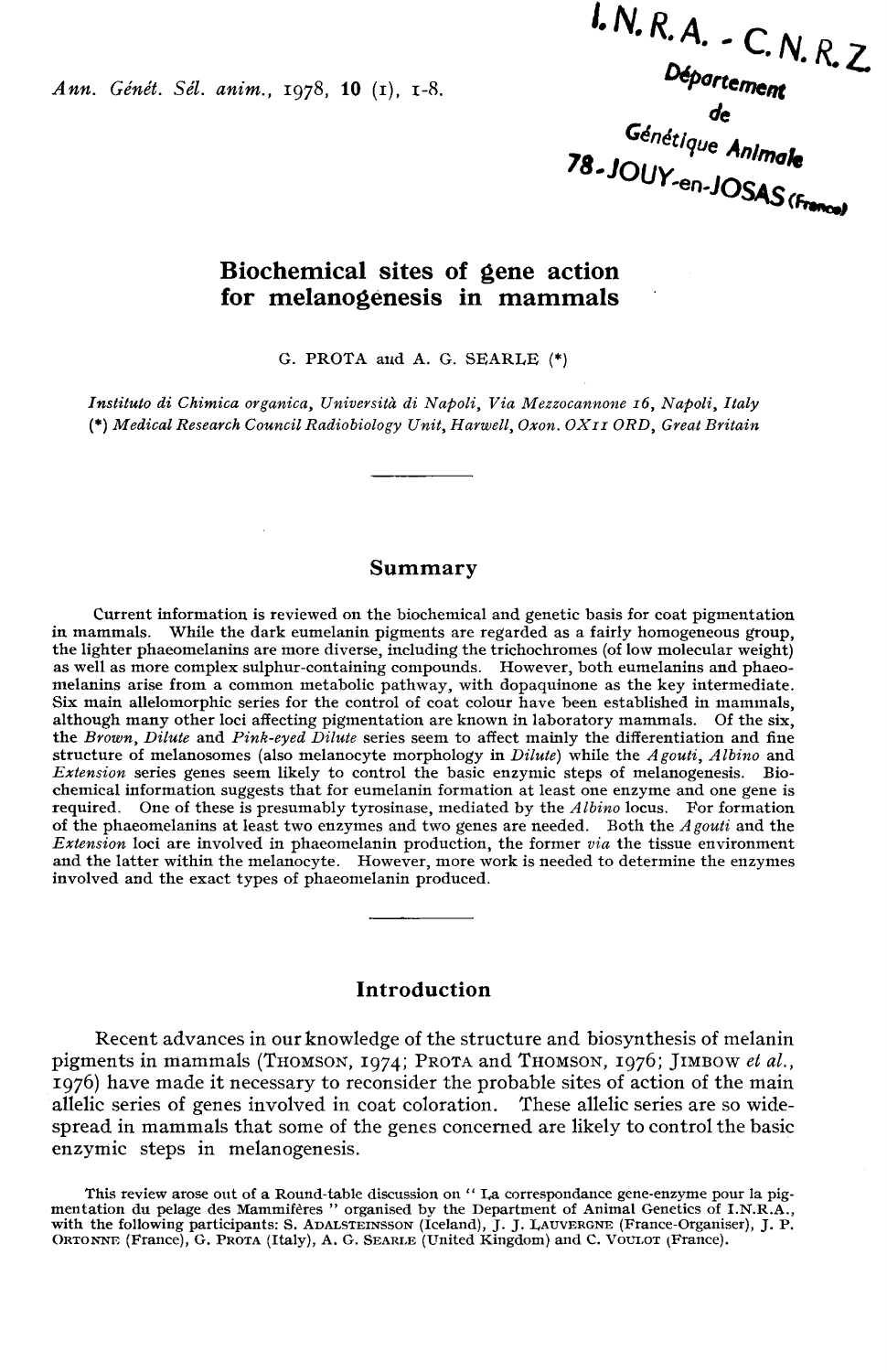# Biochemical sites of gene action for melanogenesis in mammals

G. PROTA and A. G. SEARLE (*)

*Instituto di Chimica organica, Università di Napoli, Via Mezzocannone 16, Napoli, Italy*
(*) *Medical Research Council Radiobiology Unit, Harwell, Oxon. OX11 ORD, Great Britain*

## Summary

Current information is reviewed on the biochemical and genetic basis for coat pigmentation in mammals. While the dark eumelanin pigments are regarded as a fairly homogeneous group, the lighter phaeomelanins are more diverse, including the trichochromes (of low molecular weight) as well as more complex sulphur-containing compounds. However, both eumelanins and phaeomelanins arise from a common metabolic pathway, with dopaquinone as the key intermediate. Six main allelomorphic series for the control of coat colour have been established in mammals, although many other loci affecting pigmentation are known in laboratory mammals. Of the six, the *Brown*, *Dilute* and *Pink-eyed Dilute* series seem to affect mainly the differentiation and fine structure of melanosomes (also melanocyte morphology in *Dilute*) while the *Agouti*, *Albino* and *Extension* series genes seem likely to control the basic enzymic steps of melanogenesis. Biochemical information suggests that for eumelanin formation at least one enzyme and one gene is required. One of these is presumably tyrosinase, mediated by the *Albino* locus. For formation of the phaeomelanins at least two enzymes and two genes are needed. Both the *Agouti* and the *Extension* loci are involved in phaeomelanin production, the former *via* the tissue environment and the latter within the melanocyte. However, more work is needed to determine the enzymes involved and the exact types of phaeomelanin produced.

## Introduction

Recent advances in our knowledge of the structure and biosynthesis of melanin pigments in mammals (THOMSON, 1974; PROTA and THOMSON, 1976; JIMBOW *et al.*, 1976) have made it necessary to reconsider the probable sites of action of the main allelic series of genes involved in coat coloration. These allelic series are so widespread in mammals that some of the genes concerned are likely to control the basic enzymic steps in melanogenesis.

This review arose out of a Round-table discussion on " La correspondance gene-enzyme pour la pigmentation du pelage des Mammifères " organised by the Department of Animal Genetics of I.N.R.A., with the following participants: S. ADALSTEINSSON (Iceland), J. J. LAUVERGNE (France-Organiser), J. P. ORTONNE (France), G. PROTA (Italy), A. G. SEARLE (United Kingdom) and C. VOULOT (France).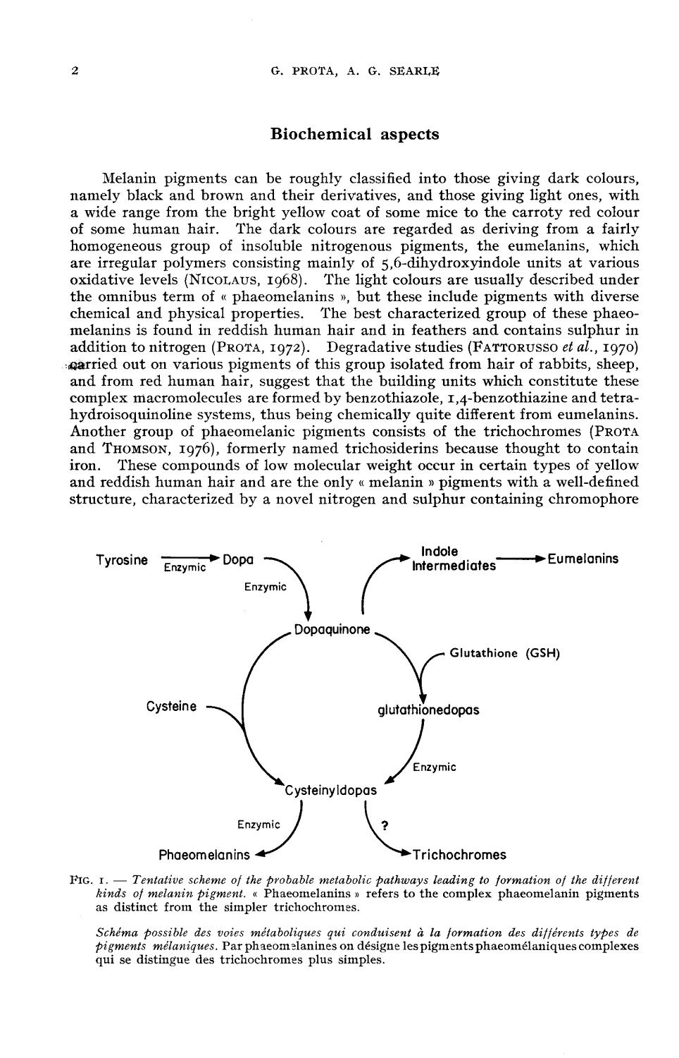## Biochemical aspects

Melanin pigments can be roughly classified into those giving dark colours, namely black and brown and their derivatives, and those giving light ones, with a wide range from the bright yellow coat of some mice to the carroty red colour of some human hair. The dark colours are regarded as deriving from a fairly homogeneous group of insoluble nitrogenous pigments, the eumelanins, which are irregular polymers consisting mainly of 5,6-dihydroxyindole units at various oxidative levels (NICOLAUS, 1968). The light colours are usually described under the omnibus term of « phaeomelanins », but these include pigments with diverse chemical and physical properties. The best characterized group of these phaeomelanins is found in reddish human hair and in feathers and contains sulphur in addition to nitrogen (PROTA, 1972). Degradative studies (FATTORUSSO *et al.*, 1970) carried out on various pigments of this group isolated from hair of rabbits, sheep, and from red human hair, suggest that the building units which constitute these complex macromolecules are formed by benzothiazole, 1,4-benzothiazine and tetrahydroisoquinoline systems, thus being chemically quite different from eumelanins. Another group of phaeomelanic pigments consists of the trichochromes (PROTA and THOMSON, 1976), formerly named trichosiderins because thought to contain iron. These compounds of low molecular weight occur in certain types of yellow and reddish human hair and are the only « melanin » pigments with a well-defined structure, characterized by a novel nitrogen and sulphur containing chromophore

FIG. 1. — *Tentative scheme of the probable metabolic pathways leading to formation of the different kinds of melanin pigment.* « Phaeomelanins » refers to the complex phaeomelanin pigments as distinct from the simpler trichochromes.

*Schéma possible des voies métaboliques qui conduisent à la formation des différents types de pigments mélaniques.* Par phaeomélanines on désigne les pigments phaeomélaniques complexes qui se distingue des trichochromes plus simples.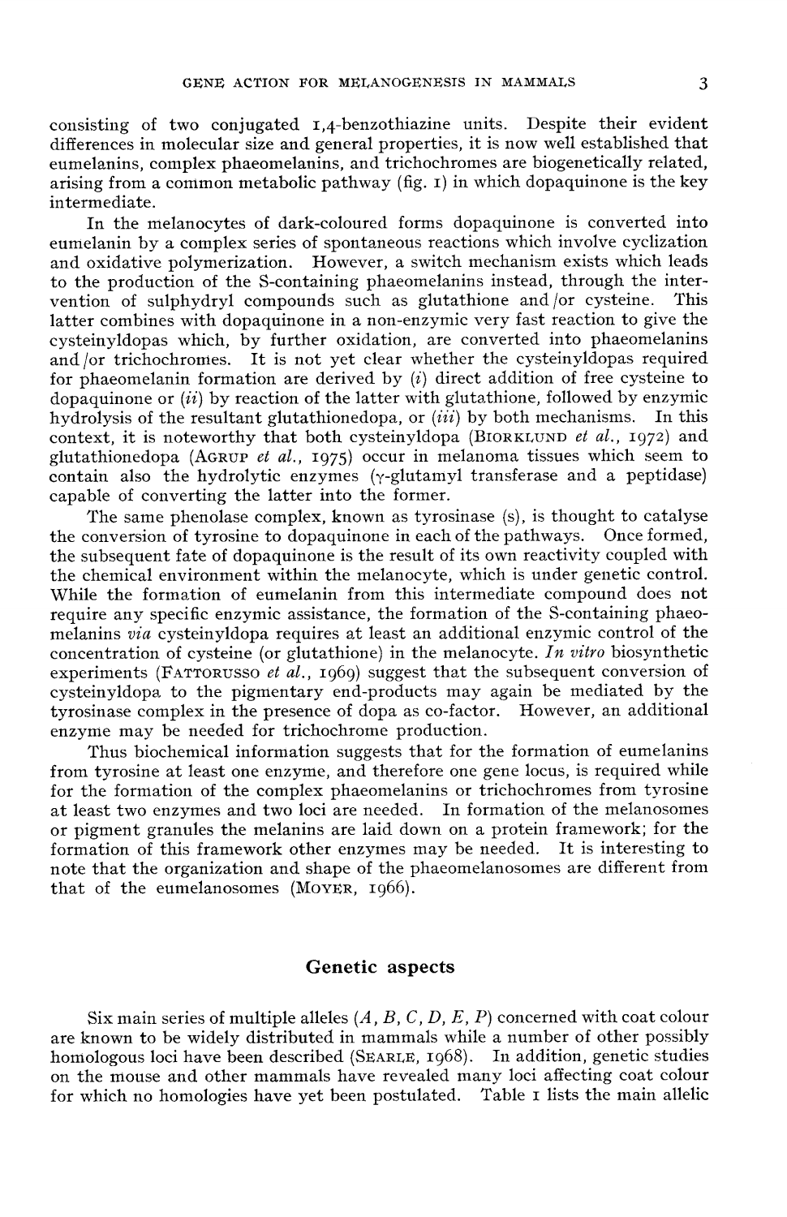consisting of two conjugated 1,4-benzothiazine units. Despite their evident differences in molecular size and general properties, it is now well established that eumelanins, complex phaeomelanins, and trichochromes are biogenetically related, arising from a common metabolic pathway (fig. 1) in which dopaquinone is the key intermediate.

In the melanocytes of dark-coloured forms dopaquinone is converted into eumelanin by a complex series of spontaneous reactions which involve cyclization and oxidative polymerization. However, a switch mechanism exists which leads to the production of the S-containing phaeomelanins instead, through the intervention of sulphydryl compounds such as glutathione and/or cysteine. This latter combines with dopaquinone in a non-enzymic very fast reaction to give the cysteinyldopas which, by further oxidation, are converted into phaeomelanins and/or trichochromes. It is not yet clear whether the cysteinyldopas required for phaeomelanin formation are derived by (*i*) direct addition of free cysteine to dopaquinone or (*ii*) by reaction of the latter with glutathione, followed by enzymic hydrolysis of the resultant glutathionedopa, or (*iii*) by both mechanisms. In this context, it is noteworthy that both cysteinyldopa (BIORKLUND *et al.*, 1972) and glutathionedopa (AGRUP *et al.*, 1975) occur in melanoma tissues which seem to contain also the hydrolytic enzymes ($\gamma$-glutamyl transferase and a peptidase) capable of converting the latter into the former.

The same phenolase complex, known as tyrosinase (s), is thought to catalyse the conversion of tyrosine to dopaquinone in each of the pathways. Once formed, the subsequent fate of dopaquinone is the result of its own reactivity coupled with the chemical environment within the melanocyte, which is under genetic control. While the formation of eumelanin from this intermediate compound does not require any specific enzymic assistance, the formation of the S-containing phaeomelanins *via* cysteinyldopa requires at least an additional enzymic control of the concentration of cysteine (or glutathione) in the melanocyte. *In vitro* biosynthetic experiments (FATTORUSSO *et al.*, 1969) suggest that the subsequent conversion of cysteinyldopa to the pigmentary end-products may again be mediated by the tyrosinase complex in the presence of dopa as co-factor. However, an additional enzyme may be needed for trichochrome production.

Thus biochemical information suggests that for the formation of eumelanins from tyrosine at least one enzyme, and therefore one gene locus, is required while for the formation of the complex phaeomelanins or trichochromes from tyrosine at least two enzymes and two loci are needed. In formation of the melanosomes or pigment granules the melanins are laid down on a protein framework; for the formation of this framework other enzymes may be needed. It is interesting to note that the organization and shape of the phaeomelanosomes are different from that of the eumelanosomes (MOYER, 1966).

## Genetic aspects

Six main series of multiple alleles (*A*, *B*, *C*, *D*, *E*, *P*) concerned with coat colour are known to be widely distributed in mammals while a number of other possibly homologous loci have been described (SEARLE, 1968). In addition, genetic studies on the mouse and other mammals have revealed many loci affecting coat colour for which no homologies have yet been postulated. Table 1 lists the main allelic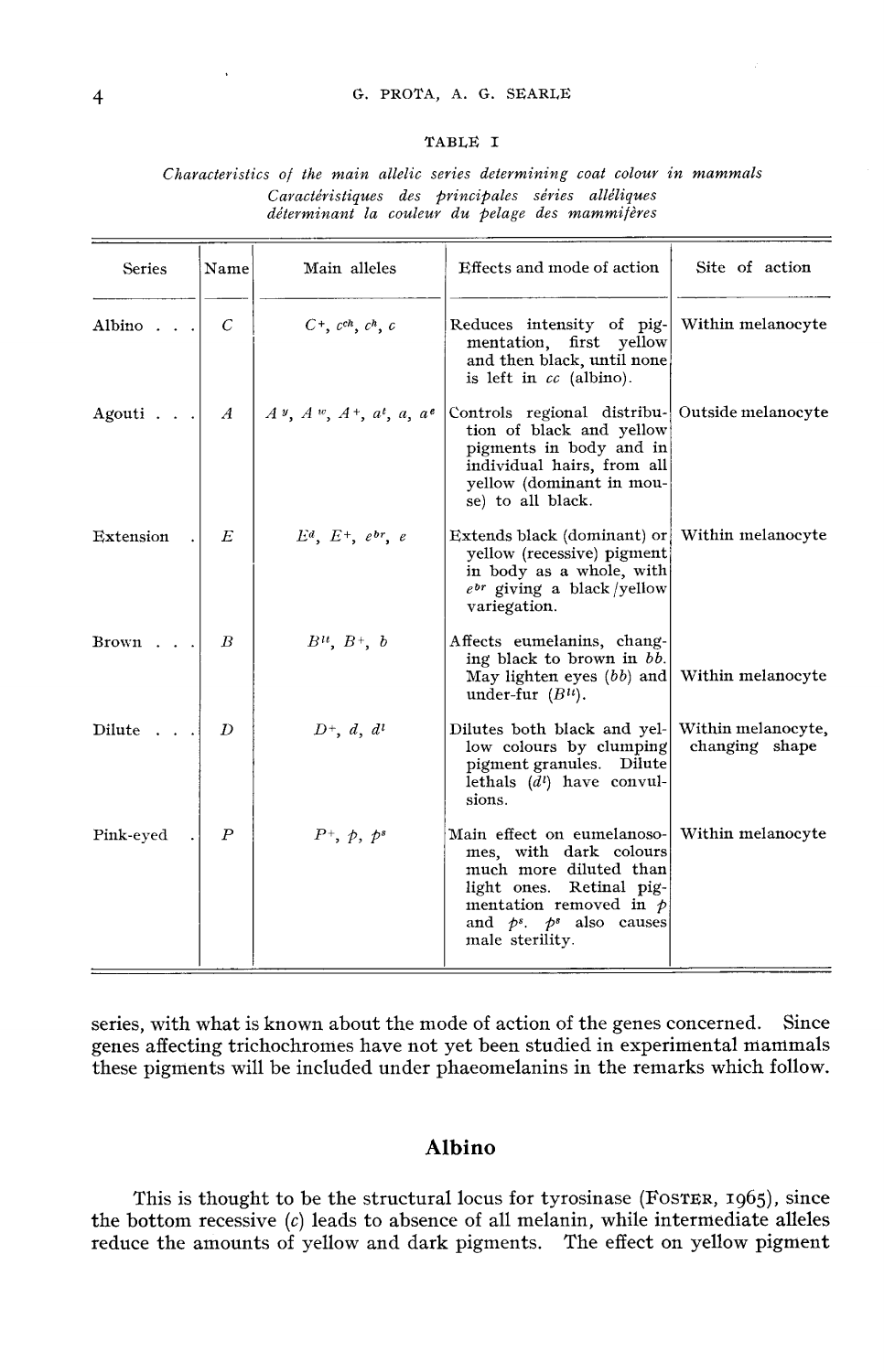TABLE I

*Characteristics of the main allelic series determining coat colour in mammals*
*Caractéristiques des principales séries alléliques déterminant la couleur du pelage des mammifères*

| Series | Name | Main alleles | Effects and mode of action | Site of action |
|---|---|---|---|---|
| Albino . . . | $C$ | $C^{+}$, $c^{ch}$, $c^{h}$, $c$ | Reduces intensity of pigmentation, first yellow and then black, until none is left in $cc$ (albino). | Within melanocyte |
| Agouti . . . | $A$ | $A^{y}$, $A^{w}$, $A^{+}$, $a^{t}$, $a$, $a^{e}$ | Controls regional distribution of black and yellow pigments in body and in individual hairs, from all yellow (dominant in mouse) to all black. | Outside melanocyte |
| Extension . | $E$ | $E^{d}$, $E^{+}$, $e^{br}$, $e$ | Extends black (dominant) or yellow (recessive) pigment in body as a whole, with $e^{br}$ giving a black/yellow variegation. | Within melanocyte |
| Brown . . . | $B$ | $B^{lt}$, $B^{+}$, $b$ | Affects eumelanins, changing black to brown in $bb$. May lighten eyes ($bb$) and under-fur ($B^{lt}$). | Within melanocyte |
| Dilute . . . | $D$ | $D^{+}$, $d$, $d^{l}$ | Dilutes both black and yellow colours by clumping pigment granules. Dilute lethals ($d^{l}$) have convulsions. | Within melanocyte, changing shape |
| Pink-eyed . | $P$ | $P^{+}$, $p$, $p^{s}$ | Main effect on eumelanosomes, with dark colours much more diluted than light ones. Retinal pigmentation removed in $p$ and $p^{s}$. $p^{s}$ also causes male sterility. | Within melanocyte |

series, with what is known about the mode of action of the genes concerned. Since genes affecting trichochromes have not yet been studied in experimental mammals these pigments will be included under phaeomelanins in the remarks which follow.

## Albino

This is thought to be the structural locus for tyrosinase (FOSTER, 1965), since the bottom recessive ($c$) leads to absence of all melanin, while intermediate alleles reduce the amounts of yellow and dark pigments. The effect on yellow pigment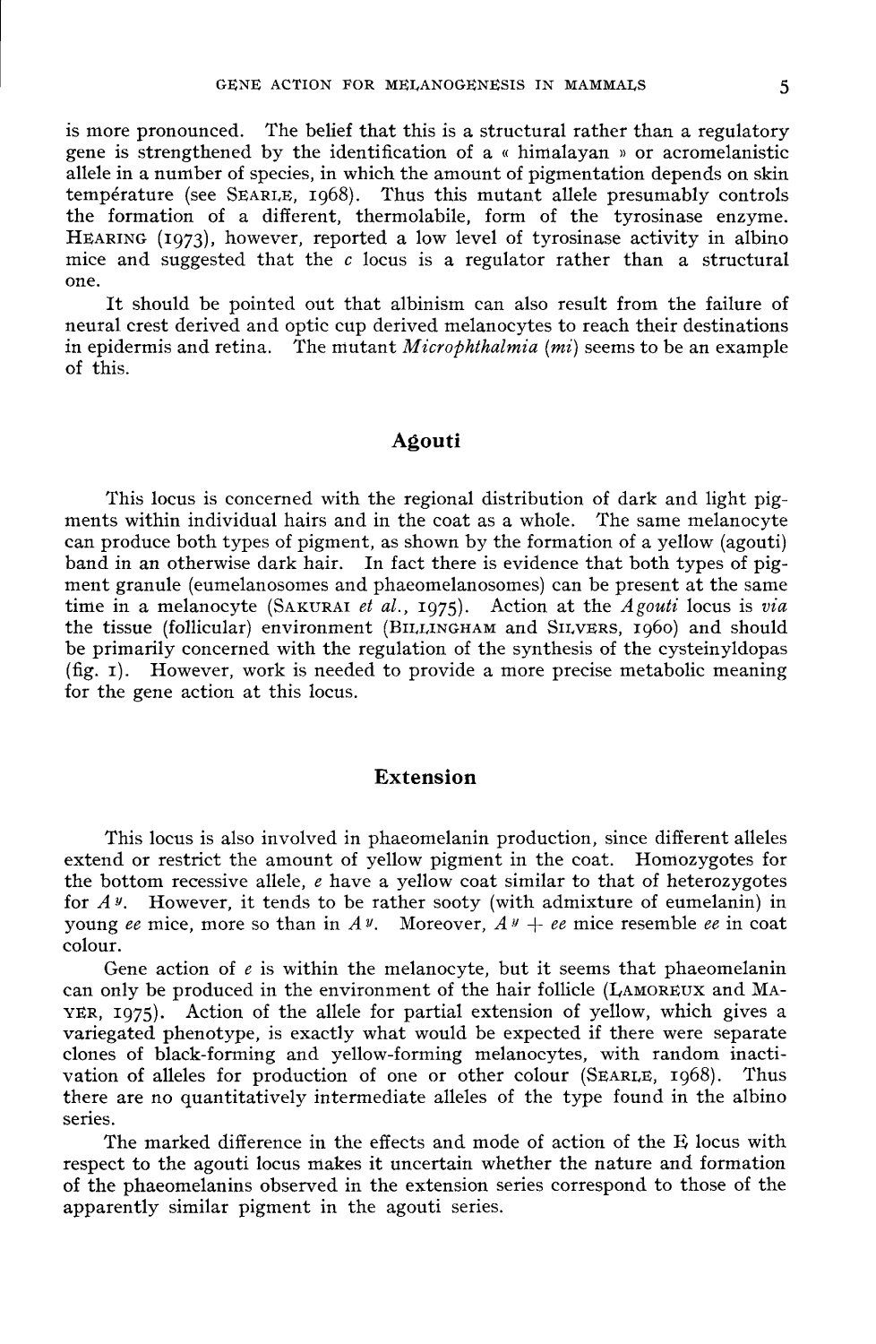is more pronounced. The belief that this is a structural rather than a regulatory gene is strengthened by the identification of a « himalayan » or acromelanistic allele in a number of species, in which the amount of pigmentation depends on skin température (see SEARLE, 1968). Thus this mutant allele presumably controls the formation of a different, thermolabile, form of the tyrosinase enzyme. HEARING (1973), however, reported a low level of tyrosinase activity in albino mice and suggested that the *c* locus is a regulator rather than a structural one.

It should be pointed out that albinism can also result from the failure of neural crest derived and optic cup derived melanocytes to reach their destinations in epidermis and retina. The mutant *Microphthalmia* (*mi*) seems to be an example of this.

## Agouti

This locus is concerned with the regional distribution of dark and light pigments within individual hairs and in the coat as a whole. The same melanocyte can produce both types of pigment, as shown by the formation of a yellow (agouti) band in an otherwise dark hair. In fact there is evidence that both types of pigment granule (eumelanosomes and phaeomelanosomes) can be present at the same time in a melanocyte (SAKURAI *et al.*, 1975). Action at the *Agouti* locus is *via* the tissue (follicular) environment (BILLINGHAM and SILVERS, 1960) and should be primarily concerned with the regulation of the synthesis of the cysteinyldopas (fig. 1). However, work is needed to provide a more precise metabolic meaning for the gene action at this locus.

## Extension

This locus is also involved in phaeomelanin production, since different alleles extend or restrict the amount of yellow pigment in the coat. Homozygotes for the bottom recessive allele, *e* have a yellow coat similar to that of heterozygotes for $A^y$. However, it tends to be rather sooty (with admixture of eumelanin) in young *ee* mice, more so than in $A^y$. Moreover, $A^y$ + *ee* mice resemble *ee* in coat colour.

Gene action of *e* is within the melanocyte, but it seems that phaeomelanin can only be produced in the environment of the hair follicle (LAMOREUX and MAYER, 1975). Action of the allele for partial extension of yellow, which gives a variegated phenotype, is exactly what would be expected if there were separate clones of black-forming and yellow-forming melanocytes, with random inactivation of alleles for production of one or other colour (SEARLE, 1968). Thus there are no quantitatively intermediate alleles of the type found in the albino series.

The marked difference in the effects and mode of action of the E locus with respect to the agouti locus makes it uncertain whether the nature and formation of the phaeomelanins observed in the extension series correspond to those of the apparently similar pigment in the agouti series.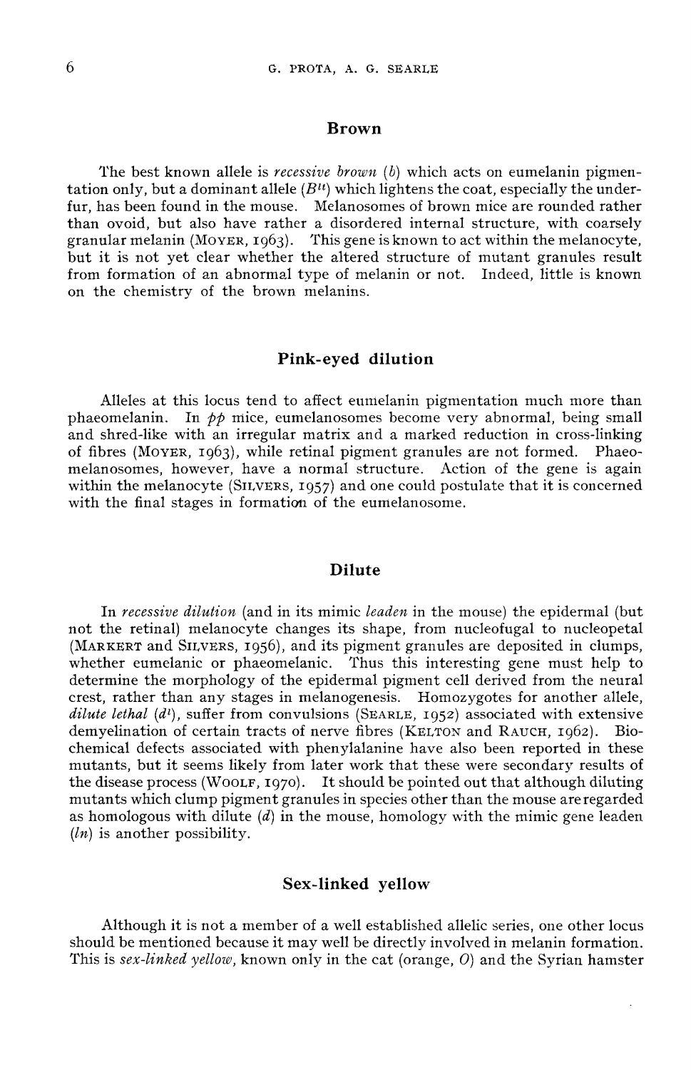## Brown

The best known allele is *recessive brown* ($b$) which acts on eumelanin pigmentation only, but a dominant allele ($B^{lt}$) which lightens the coat, especially the underfur, has been found in the mouse. Melanosomes of brown mice are rounded rather than ovoid, but also have rather a disordered internal structure, with coarsely granular melanin (MOYER, 1963). This gene is known to act within the melanocyte, but it is not yet clear whether the altered structure of mutant granules result from formation of an abnormal type of melanin or not. Indeed, little is known on the chemistry of the brown melanins.

## Pink-eyed dilution

Alleles at this locus tend to affect eumelanin pigmentation much more than phaeomelanin. In *pp* mice, eumelanosomes become very abnormal, being small and shred-like with an irregular matrix and a marked reduction in cross-linking of fibres (MOYER, 1963), while retinal pigment granules are not formed. Phaeomelanosomes, however, have a normal structure. Action of the gene is again within the melanocyte (SILVERS, 1957) and one could postulate that it is concerned with the final stages in formation of the eumelanosome.

## Dilute

In *recessive dilution* (and in its mimic *leaden* in the mouse) the epidermal (but not the retinal) melanocyte changes its shape, from nucleofugal to nucleopetal (MARKERT and SILVERS, 1956), and its pigment granules are deposited in clumps, whether eumelanic or phaeomelanic. Thus this interesting gene must help to determine the morphology of the epidermal pigment cell derived from the neural crest, rather than any stages in melanogenesis. Homozygotes for another allele, *dilute lethal* ($d^l$), suffer from convulsions (SEARLE, 1952) associated with extensive demyelination of certain tracts of nerve fibres (KELTON and RAUCH, 1962). Biochemical defects associated with phenylalanine have also been reported in these mutants, but it seems likely from later work that these were secondary results of the disease process (WOOLF, 1970). It should be pointed out that although diluting mutants which clump pigment granules in species other than the mouse are regarded as homologous with dilute ($d$) in the mouse, homology with the mimic gene leaden ($ln$) is another possibility.

## Sex-linked yellow

Although it is not a member of a well established allelic series, one other locus should be mentioned because it may well be directly involved in melanin formation. This is *sex-linked yellow*, known only in the cat (orange, $O$) and the Syrian hamster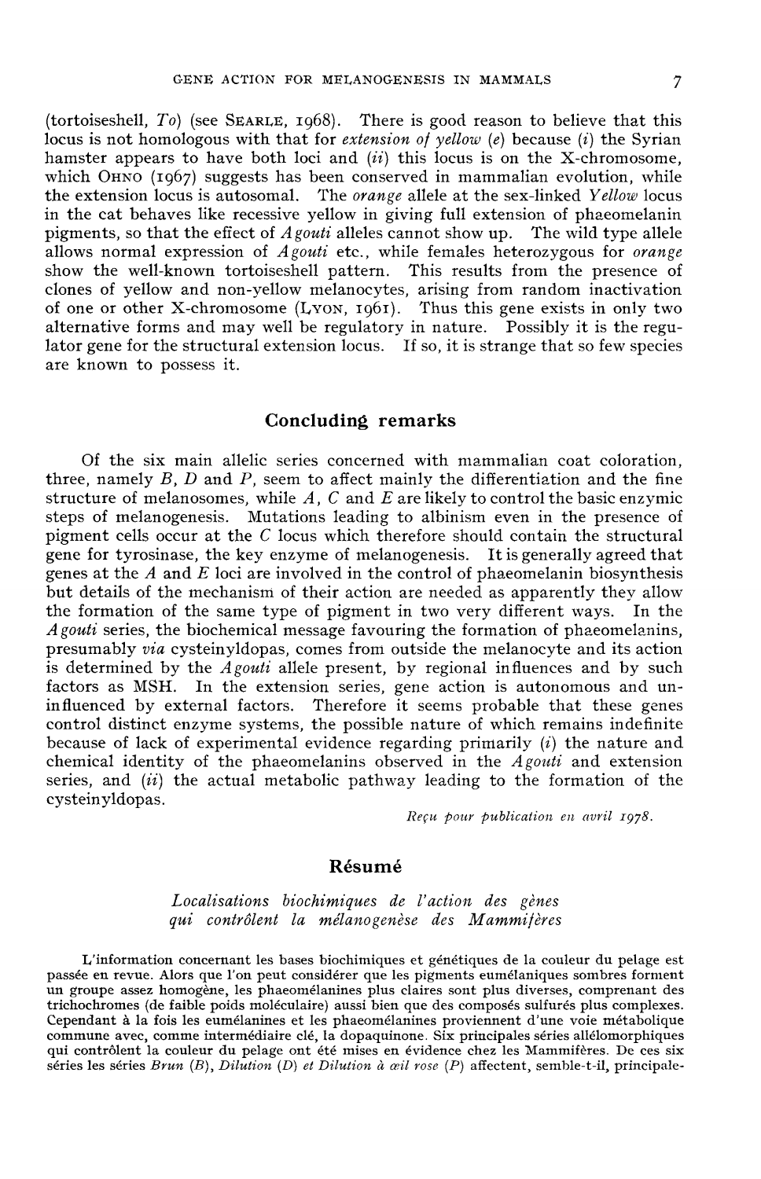(tortoiseshell, *To*) (see SEARLE, 1968). There is good reason to believe that this locus is not homologous with that for *extension of yellow* (*e*) because (*i*) the Syrian hamster appears to have both loci and (*ii*) this locus is on the X-chromosome, which OHNO (1967) suggests has been conserved in mammalian evolution, while the extension locus is autosomal. The *orange* allele at the sex-linked *Yellow* locus in the cat behaves like recessive yellow in giving full extension of phaeomelanin pigments, so that the effect of *Agouti* alleles cannot show up. The wild type allele allows normal expression of *Agouti* etc., while females heterozygous for *orange* show the well-known tortoiseshell pattern. This results from the presence of clones of yellow and non-yellow melanocytes, arising from random inactivation of one or other X-chromosome (LYON, 1961). Thus this gene exists in only two alternative forms and may well be regulatory in nature. Possibly it is the regulator gene for the structural extension locus. If so, it is strange that so few species are known to possess it.

## Concluding remarks

Of the six main allelic series concerned with mammalian coat coloration, three, namely *B*, *D* and *P*, seem to affect mainly the differentiation and the fine structure of melanosomes, while *A*, *C* and *E* are likely to control the basic enzymic steps of melanogenesis. Mutations leading to albinism even in the presence of pigment cells occur at the *C* locus which therefore should contain the structural gene for tyrosinase, the key enzyme of melanogenesis. It is generally agreed that genes at the *A* and *E* loci are involved in the control of phaeomelanin biosynthesis but details of the mechanism of their action are needed as apparently they allow the formation of the same type of pigment in two very different ways. In the *Agouti* series, the biochemical message favouring the formation of phaeomelanins, presumably *via* cysteinyldopas, comes from outside the melanocyte and its action is determined by the *Agouti* allele present, by regional influences and by such factors as MSH. In the extension series, gene action is autonomous and uninfluenced by external factors. Therefore it seems probable that these genes control distinct enzyme systems, the possible nature of which remains indefinite because of lack of experimental evidence regarding primarily (*i*) the nature and chemical identity of the phaeomelanins observed in the *Agouti* and extension series, and (*ii*) the actual metabolic pathway leading to the formation of the cysteinyldopas.

*Reçu pour publication en avril 1978.*

## Résumé

### *Localisations biochimiques de l'action des gènes qui contrôlent la mélanogenèse des Mammifères*

L'information concernant les bases biochimiques et génétiques de la couleur du pelage est passée en revue. Alors que l'on peut considérer que les pigments eumélaniques sombres forment un groupe assez homogène, les phaeomélanines plus claires sont plus diverses, comprenant des trichochromes (de faible poids moléculaire) aussi bien que des composés sulfurés plus complexes. Cependant à la fois les eumélanines et les phaeomélanines proviennent d'une voie métabolique commune avec, comme intermédiaire clé, la dopaquinone. Six principales séries allélomorphiques qui contrôlent la couleur du pelage ont été mises en évidence chez les Mammifères. De ces six séries les séries *Brun* (*B*), *Dilution* (*D*) *et Dilution à œil rose* (*P*) affectent, semble-t-il, principale-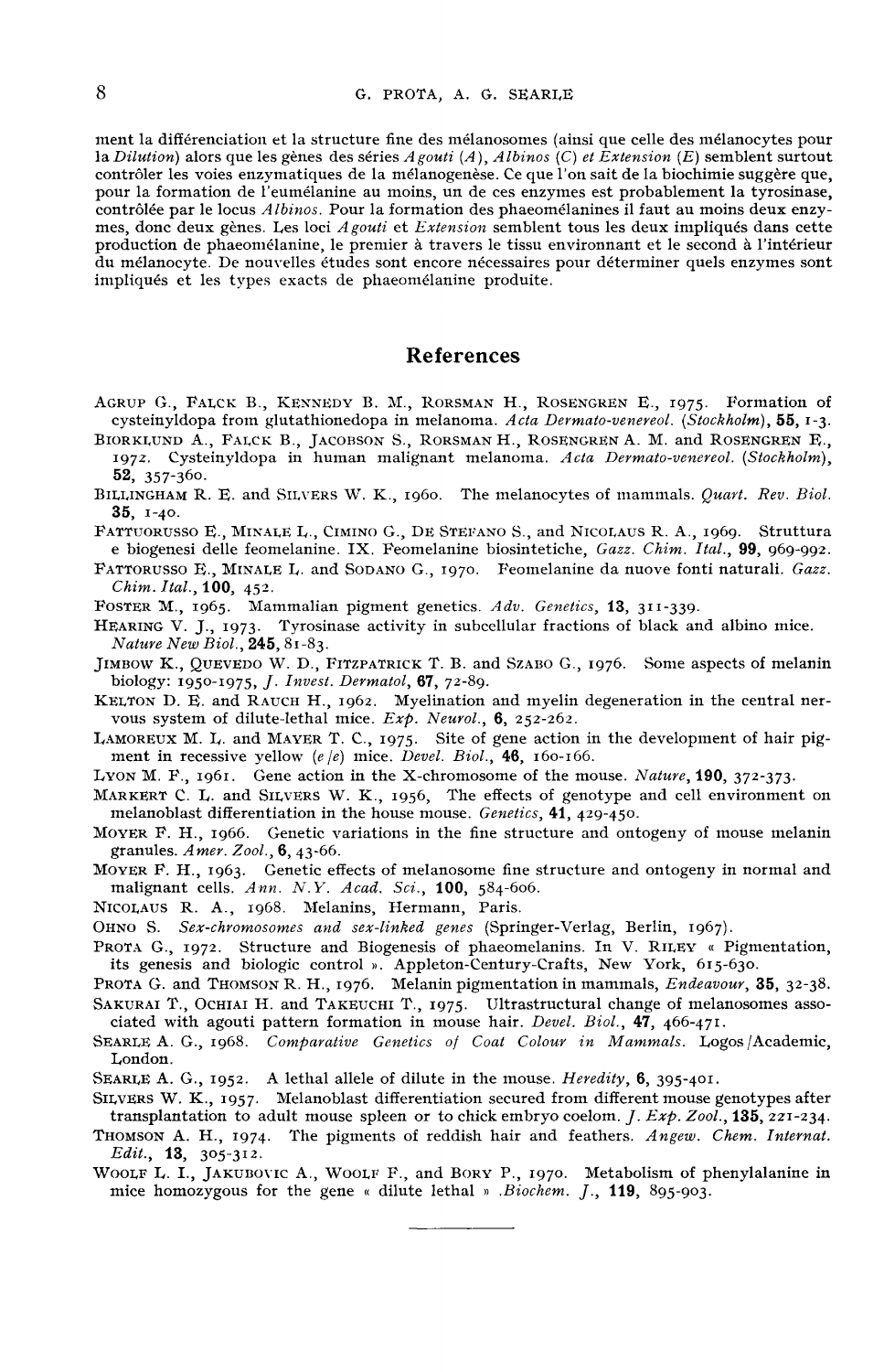ment la différenciation et la structure fine des mélanosomes (ainsi que celle des mélanocytes pour la *Dilution*) alors que les gènes des séries *Agouti* (*A*), *Albinos* (*C*) *et Extension* (*E*) semblent surtout contrôler les voies enzymatiques de la mélanogenèse. Ce que l'on sait de la biochimie suggère que, pour la formation de l'eumélanine au moins, un de ces enzymes est probablement la tyrosinase, contrôlée par le locus *Albinos*. Pour la formation des phaeomélanines il faut au moins deux enzymes, donc deux gènes. Les loci *Agouti* et *Extension* semblent tous les deux impliqués dans cette production de phaeomélanine, le premier à travers le tissu environnant et le second à l'intérieur du mélanocyte. De nouvelles études sont encore nécessaires pour déterminer quels enzymes sont impliqués et les types exacts de phaeomélanine produite.

## References

AGRUP G., FALCK B., KENNEDY B. M., RORSMAN H., ROSENGREN E., 1975. Formation of cysteinyldopa from glutathionedopa in melanoma. *Acta Dermato-venereol. (Stockholm)*, **55**, 1-3.

BIORKLUND A., FALCK B., JACOBSON S., RORSMAN H., ROSENGREN A. M. and ROSENGREN E., 1972. Cysteinyldopa in human malignant melanoma. *Acta Dermato-venereol. (Stockholm)*, **52**, 357-360.

BILLINGHAM R. E. and SILVERS W. K., 1960. The melanocytes of mammals. *Quart. Rev. Biol.* **35**, 1-40.

FATTUORUSSO E., MINALE L., CIMINO G., DE STEFANO S., and NICOLAUS R. A., 1969. Struttura e biogenesi delle feomelanine. IX. Feomelanine biosintetiche, *Gazz. Chim. Ital.*, **99**, 969-992.

FATTORUSSO E., MINALE L. and SODANO G., 1970. Feomelanine da nuove fonti naturali. *Gazz. Chim. Ital.*, **100**, 452.

FOSTER M., 1965. Mammalian pigment genetics. *Adv. Genetics*, **13**, 311-339.

HEARING V. J., 1973. Tyrosinase activity in subcellular fractions of black and albino mice. *Nature New Biol.*, **245**, 81-83.

JIMBOW K., QUEVEDO W. D., FITZPATRICK T. B. and SZABO G., 1976. Some aspects of melanin biology: 1950-1975, *J. Invest. Dermatol*, **67**, 72-89.

KELTON D. E. and RAUCH H., 1962. Myelination and myelin degeneration in the central nervous system of dilute-lethal mice. *Exp. Neurol.*, **6**, 252-262.

LAMOREUX M. L. and MAYER T. C., 1975. Site of gene action in the development of hair pigment in recessive yellow (*e*/*e*) mice. *Devel. Biol.*, **46**, 160-166.

LYON M. F., 1961. Gene action in the X-chromosome of the mouse. *Nature*, **190**, 372-373.

MARKERT C. L. and SILVERS W. K., 1956, The effects of genotype and cell environment on melanoblast differentiation in the house mouse. *Genetics*, **41**, 429-450.

MOYER F. H., 1966. Genetic variations in the fine structure and ontogeny of mouse melanin granules. *Amer. Zool.*, **6**, 43-66.

MOYER F. H., 1963. Genetic effects of melanosome fine structure and ontogeny in normal and malignant cells. *Ann. N.Y. Acad. Sci.*, **100**, 584-606.

NICOLAUS R. A., 1968. Melanins, Hermann, Paris.

OHNO S. *Sex-chromosomes and sex-linked genes* (Springer-Verlag, Berlin, 1967).

PROTA G., 1972. Structure and Biogenesis of phaeomelanins. In V. RILEY « Pigmentation, its genesis and biologic control ». Appleton-Century-Crafts, New York, 615-630.

PROTA G. and THOMSON R. H., 1976. Melanin pigmentation in mammals, *Endeavour*, **35**, 32-38.

SAKURAI T., OCHIAI H. and TAKEUCHI T., 1975. Ultrastructural change of melanosomes associated with agouti pattern formation in mouse hair. *Devel. Biol.*, **47**, 466-471.

SEARLE A. G., 1968. *Comparative Genetics of Coat Colour in Mammals.* Logos/Academic, London.

SEARLE A. G., 1952. A lethal allele of dilute in the mouse. *Heredity*, **6**, 395-401.

SILVERS W. K., 1957. Melanoblast differentiation secured from different mouse genotypes after transplantation to adult mouse spleen or to chick embryo coelom. *J. Exp. Zool.*, **135**, 221-234.

THOMSON A. H., 1974. The pigments of reddish hair and feathers. *Angew. Chem. Internat. Edit.*, **13**, 305-312.

WOOLF L. I., JAKUBOVIC A., WOOLF F., and BORY P., 1970. Metabolism of phenylalanine in mice homozygous for the gene « dilute lethal » .*Biochem. J.*, **119**, 895-903.